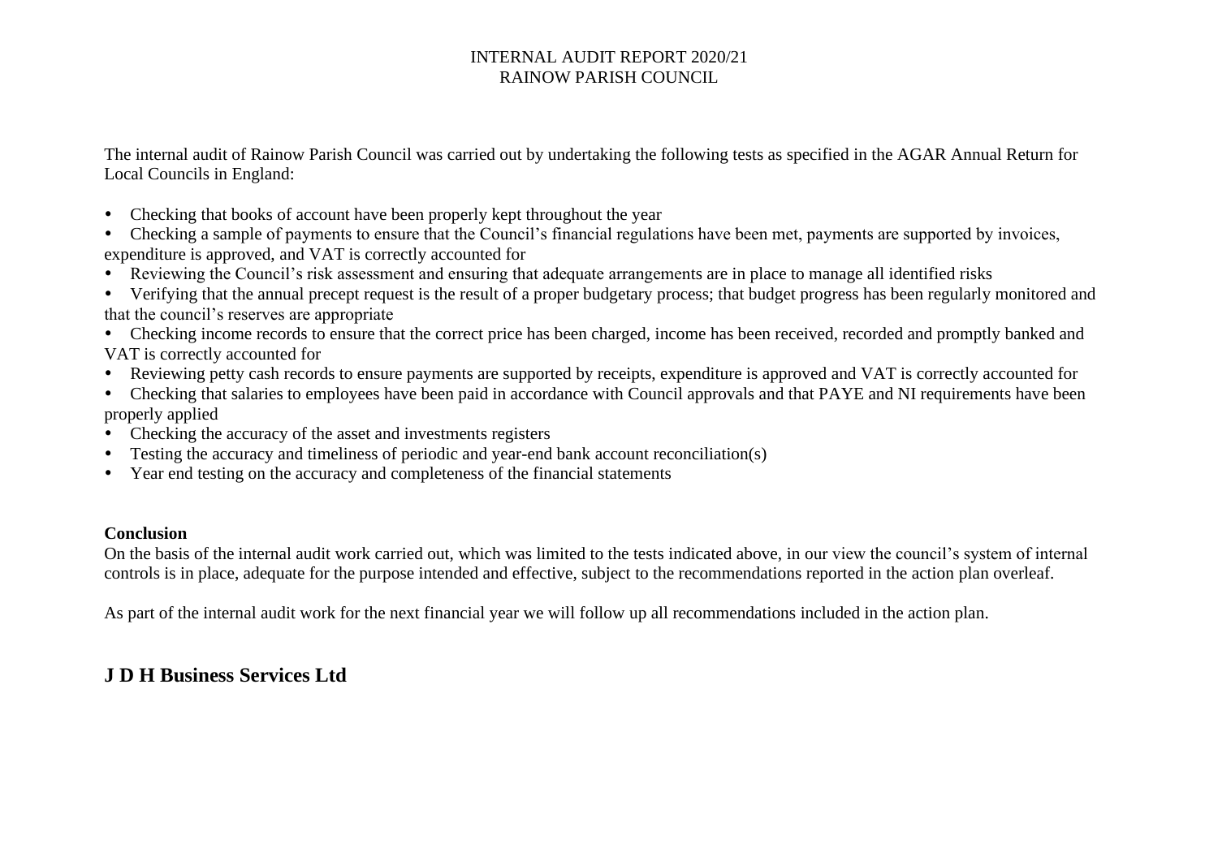# INTERNAL AUDIT REPORT 2020/21
# RAINOW PARISH COUNCIL

The internal audit of Rainow Parish Council was carried out by undertaking the following tests as specified in the AGAR Annual Return for Local Councils in England:

- Checking that books of account have been properly kept throughout the year
- Checking a sample of payments to ensure that the Council's financial regulations have been met, payments are supported by invoices, expenditure is approved, and VAT is correctly accounted for
- Reviewing the Council's risk assessment and ensuring that adequate arrangements are in place to manage all identified risks
- Verifying that the annual precept request is the result of a proper budgetary process; that budget progress has been regularly monitored and that the council's reserves are appropriate
- Checking income records to ensure that the correct price has been charged, income has been received, recorded and promptly banked and VAT is correctly accounted for
- Reviewing petty cash records to ensure payments are supported by receipts, expenditure is approved and VAT is correctly accounted for
- Checking that salaries to employees have been paid in accordance with Council approvals and that PAYE and NI requirements have been properly applied
- Checking the accuracy of the asset and investments registers
- Testing the accuracy and timeliness of periodic and year-end bank account reconciliation(s)
- Year end testing on the accuracy and completeness of the financial statements

**Conclusion**

On the basis of the internal audit work carried out, which was limited to the tests indicated above, in our view the council's system of internal controls is in place, adequate for the purpose intended and effective, subject to the recommendations reported in the action plan overleaf.

As part of the internal audit work for the next financial year we will follow up all recommendations included in the action plan.

**J D H Business Services Ltd**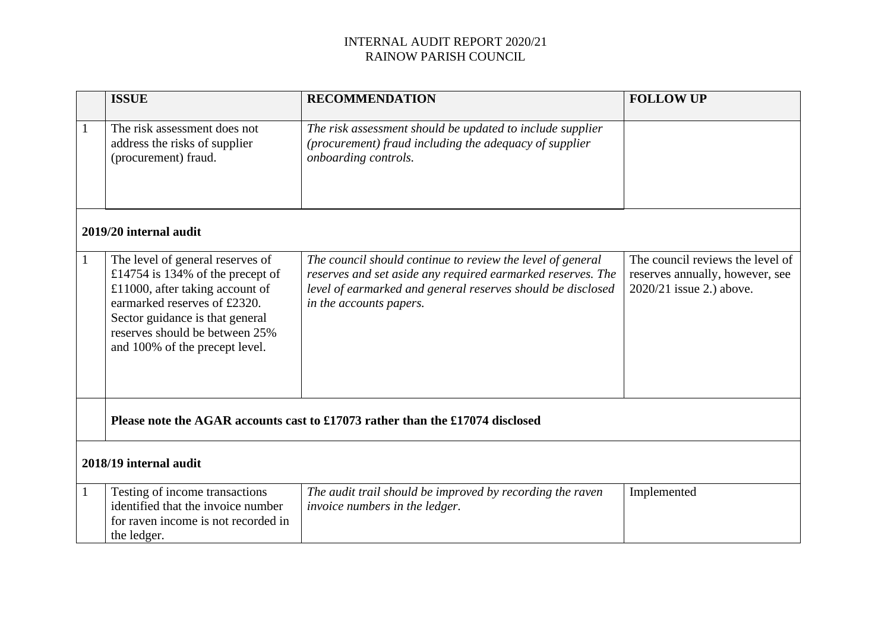INTERNAL AUDIT REPORT 2020/21
RAINOW PARISH COUNCIL

| | ISSUE | RECOMMENDATION | FOLLOW UP |
|---|---|---|---|
| 1 | The risk assessment does not address the risks of supplier (procurement) fraud. | *The risk assessment should be updated to include supplier (procurement) fraud including the adequacy of supplier onboarding controls.* | |
| **2019/20 internal audit** | | | |
| 1 | The level of general reserves of £14754 is 134% of the precept of £11000, after taking account of earmarked reserves of £2320. Sector guidance is that general reserves should be between 25% and 100% of the precept level. | *The council should continue to review the level of general reserves and set aside any required earmarked reserves. The level of earmarked and general reserves should be disclosed in the accounts papers.* | The council reviews the level of reserves annually, however, see 2020/21 issue 2.) above. |
| | **Please note the AGAR accounts cast to £17073 rather than the £17074 disclosed** | | |
| **2018/19 internal audit** | | | |
| 1 | Testing of income transactions identified that the invoice number for raven income is not recorded in the ledger. | *The audit trail should be improved by recording the raven invoice numbers in the ledger.* | Implemented |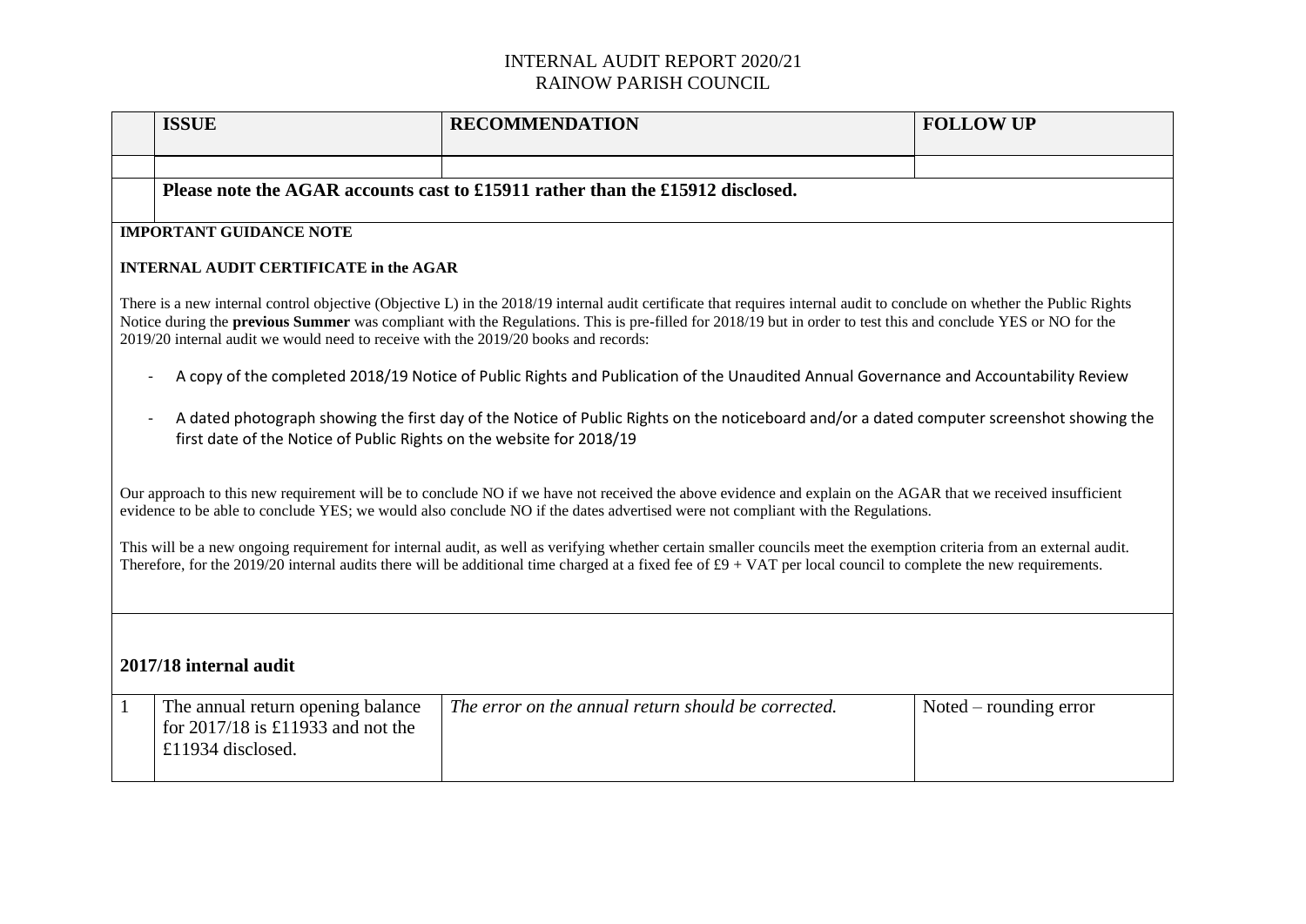INTERNAL AUDIT REPORT 2020/21
RAINOW PARISH COUNCIL

| | ISSUE | RECOMMENDATION | FOLLOW UP |
|---|---|---|---|
| | | | |
| | **Please note the AGAR accounts cast to £15911 rather than the £15912 disclosed.** | | |

**IMPORTANT GUIDANCE NOTE**

**INTERNAL AUDIT CERTIFICATE in the AGAR**

There is a new internal control objective (Objective L) in the 2018/19 internal audit certificate that requires internal audit to conclude on whether the Public Rights Notice during the **previous Summer** was compliant with the Regulations. This is pre-filled for 2018/19 but in order to test this and conclude YES or NO for the 2019/20 internal audit we would need to receive with the 2019/20 books and records:

- A copy of the completed 2018/19 Notice of Public Rights and Publication of the Unaudited Annual Governance and Accountability Review
- A dated photograph showing the first day of the Notice of Public Rights on the noticeboard and/or a dated computer screenshot showing the first date of the Notice of Public Rights on the website for 2018/19

Our approach to this new requirement will be to conclude NO if we have not received the above evidence and explain on the AGAR that we received insufficient evidence to be able to conclude YES; we would also conclude NO if the dates advertised were not compliant with the Regulations.

This will be a new ongoing requirement for internal audit, as well as verifying whether certain smaller councils meet the exemption criteria from an external audit. Therefore, for the 2019/20 internal audits there will be additional time charged at a fixed fee of £9 + VAT per local council to complete the new requirements.

**2017/18 internal audit**

| | | | |
|---|---|---|---|
| 1 | The annual return opening balance for 2017/18 is £11933 and not the £11934 disclosed. | *The error on the annual return should be corrected.* | Noted – rounding error |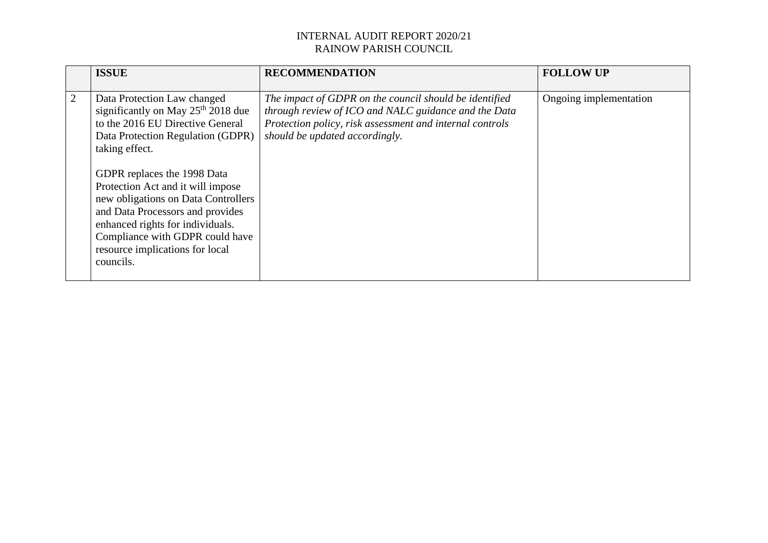INTERNAL AUDIT REPORT 2020/21
RAINOW PARISH COUNCIL

| | ISSUE | RECOMMENDATION | FOLLOW UP |
|---|---|---|---|
| 2 | Data Protection Law changed significantly on May 25th 2018 due to the 2016 EU Directive General Data Protection Regulation (GDPR) taking effect.<br><br>GDPR replaces the 1998 Data Protection Act and it will impose new obligations on Data Controllers and Data Processors and provides enhanced rights for individuals. Compliance with GDPR could have resource implications for local councils. | *The impact of GDPR on the council should be identified through review of ICO and NALC guidance and the Data Protection policy, risk assessment and internal controls should be updated accordingly.* | Ongoing implementation |